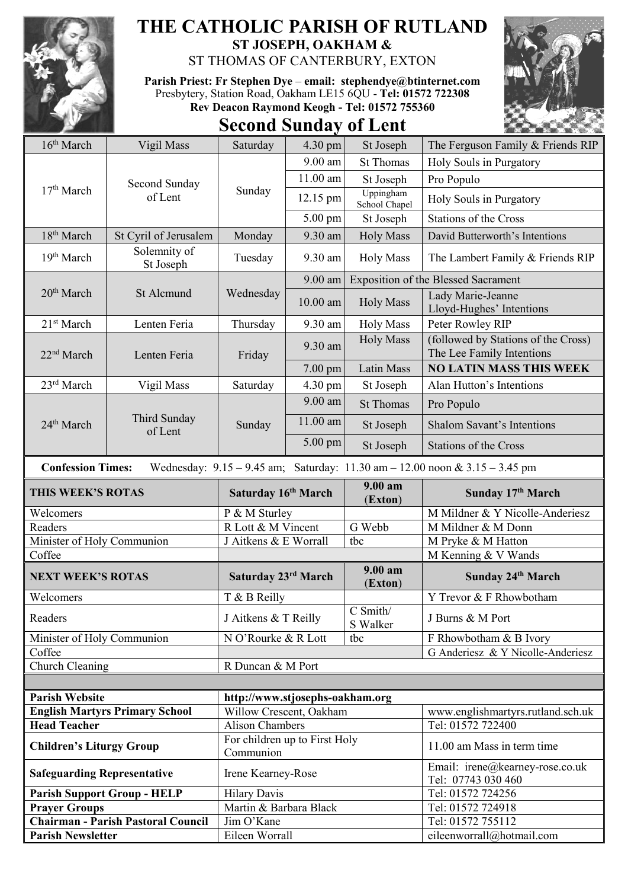# THE CATHOLIC PARISH OF RUTLAND

## ST JOSEPH, OAKHAM &

ST THOMAS OF CANTERBURY, EXTON

**Parish Priest: Fr Stephen Dye** – **email: stephendye@btinternet.com**
Presbytery, Station Road, Oakham LE15 6QU - **Tel: 01572 722308**
**Rev Deacon Raymond Keogh - Tel: 01572 755360**

## Second Sunday of Lent

| Date | Celebration | Day | Time | Place | Intention |
|---|---|---|---|---|---|
| 16th March | Vigil Mass | Saturday | 4.30 pm | St Joseph | The Ferguson Family & Friends RIP |
| 17th March | Second Sunday of Lent | Sunday | 9.00 am | St Thomas | Holy Souls in Purgatory |
| | | | 11.00 am | St Joseph | Pro Populo |
| | | | 12.15 pm | Uppingham School Chapel | Holy Souls in Purgatory |
| | | | 5.00 pm | St Joseph | Stations of the Cross |
| 18th March | St Cyril of Jerusalem | Monday | 9.30 am | Holy Mass | David Butterworth's Intentions |
| 19th March | Solemnity of St Joseph | Tuesday | 9.30 am | Holy Mass | The Lambert Family & Friends RIP |
| 20th March | St Alcmund | Wednesday | 9.00 am | Exposition of the Blessed Sacrament | |
| | | | 10.00 am | Holy Mass | Lady Marie-Jeanne Lloyd-Hughes' Intentions |
| 21st March | Lenten Feria | Thursday | 9.30 am | Holy Mass | Peter Rowley RIP |
| 22nd March | Lenten Feria | Friday | 9.30 am | Holy Mass | (followed by Stations of the Cross) The Lee Family Intentions |
| | | | 7.00 pm | Latin Mass | **NO LATIN MASS THIS WEEK** |
| 23rd March | Vigil Mass | Saturday | 4.30 pm | St Joseph | Alan Hutton's Intentions |
| 24th March | Third Sunday of Lent | Sunday | 9.00 am | St Thomas | Pro Populo |
| | | | 11.00 am | St Joseph | Shalom Savant's Intentions |
| | | | 5.00 pm | St Joseph | Stations of the Cross |

**Confession Times:** Wednesday: 9.15 – 9.45 am; Saturday: 11.30 am – 12.00 noon & 3.15 – 3.45 pm

| **THIS WEEK'S ROTAS** | **Saturday 16th March** | **9.00 am (Exton)** | **Sunday 17th March** |
|---|---|---|---|
| Welcomers | P & M Sturley | | M Mildner & Y Nicolle-Anderiesz |
| Readers | R Lott & M Vincent | G Webb | M Mildner & M Donn |
| Minister of Holy Communion | J Aitkens & E Worrall | tbc | M Pryke & M Hatton |
| Coffee | | | M Kenning & V Wands |
| **NEXT WEEK'S ROTAS** | **Saturday 23rd March** | **9.00 am (Exton)** | **Sunday 24th March** |
| Welcomers | T & B Reilly | | Y Trevor & F Rhowbotham |
| Readers | J Aitkens & T Reilly | C Smith/ S Walker | J Burns & M Port |
| Minister of Holy Communion | N O'Rourke & R Lott | tbc | F Rhowbotham & B Ivory |
| Coffee | | | G Anderiesz & Y Nicolle-Anderiesz |
| Church Cleaning | R Duncan & M Port | | |

| | | |
|---|---|---|
| **Parish Website** | http://www.stjosephs-oakham.org | |
| **English Martyrs Primary School** | Willow Crescent, Oakham | www.englishmartyrs.rutland.sch.uk |
| **Head Teacher** | Alison Chambers | Tel: 01572 722400 |
| **Children's Liturgy Group** | For children up to First Holy Communion | 11.00 am Mass in term time |
| **Safeguarding Representative** | Irene Kearney-Rose | Email: irene@kearney-rose.co.uk Tel: 07743 030 460 |
| **Parish Support Group - HELP** | Hilary Davis | Tel: 01572 724256 |
| **Prayer Groups** | Martin & Barbara Black | Tel: 01572 724918 |
| **Chairman - Parish Pastoral Council** | Jim O'Kane | Tel: 01572 755112 |
| **Parish Newsletter** | Eileen Worrall | eileenworrall@hotmail.com |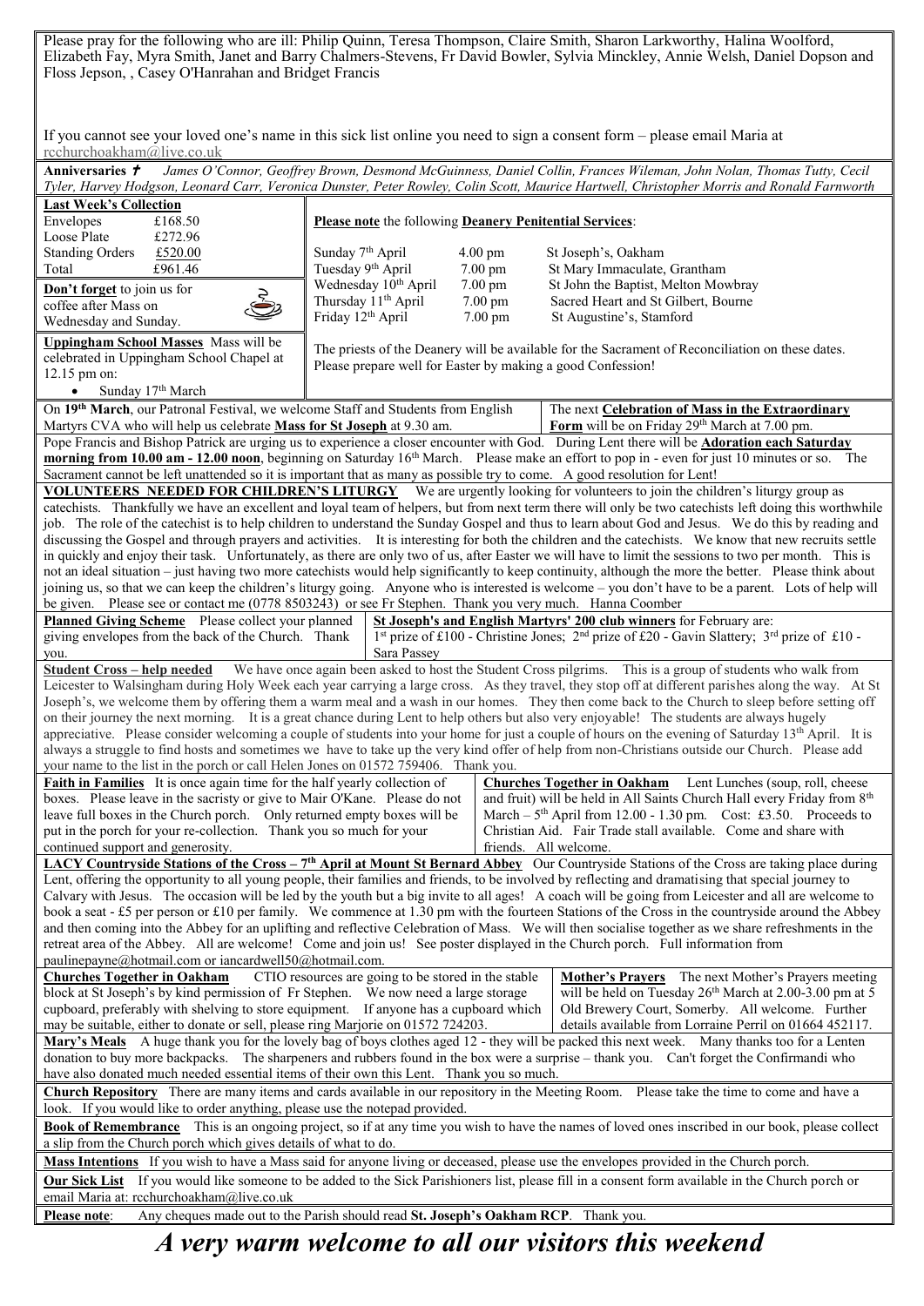Please pray for the following who are ill: Philip Quinn, Teresa Thompson, Claire Smith, Sharon Larkworthy, Halina Woolford, Elizabeth Fay, Myra Smith, Janet and Barry Chalmers-Stevens, Fr David Bowler, Sylvia Minckley, Annie Welsh, Daniel Dopson and Floss Jepson, , Casey O'Hanrahan and Bridget Francis

If you cannot see your loved one's name in this sick list online you need to sign a consent form – please email Maria at rcchurchoakham@live.co.uk

**Anniversaries ✝** *James O'Connor, Geoffrey Brown, Desmond McGuinness, Daniel Collin, Frances Wileman, John Nolan, Thomas Tutty, Cecil Tyler, Harvey Hodgson, Leonard Carr, Veronica Dunster, Peter Rowley, Colin Scott, Maurice Hartwell, Christopher Morris and Ronald Farnworth*

**Last Week's Collection**

| | |
|---|---|
| Envelopes | £168.50 |
| Loose Plate | £272.96 |
| Standing Orders | £520.00 |
| Total | £961.46 |

**Don't forget** to join us for coffee after Mass on Wednesday and Sunday.

**Uppingham School Masses** Mass will be celebrated in Uppingham School Chapel at 12.15 pm on:

- Sunday 17th March

**Please note** the following **Deanery Penitential Services**:

| | | |
|---|---|---|
| Sunday 7th April | 4.00 pm | St Joseph's, Oakham |
| Tuesday 9th April | 7.00 pm | St Mary Immaculate, Grantham |
| Wednesday 10th April | 7.00 pm | St John the Baptist, Melton Mowbray |
| Thursday 11th April | 7.00 pm | Sacred Heart and St Gilbert, Bourne |
| Friday 12th April | 7.00 pm | St Augustine's, Stamford |

The priests of the Deanery will be available for the Sacrament of Reconciliation on these dates. Please prepare well for Easter by making a good Confession!

On **19th March**, our Patronal Festival, we welcome Staff and Students from English Martyrs CVA who will help us celebrate **Mass for St Joseph** at 9.30 am.

The next **Celebration of Mass in the Extraordinary Form** will be on Friday 29th March at 7.00 pm.

Pope Francis and Bishop Patrick are urging us to experience a closer encounter with God. During Lent there will be **Adoration each Saturday morning from 10.00 am - 12.00 noon**, beginning on Saturday 16th March. Please make an effort to pop in - even for just 10 minutes or so. The Sacrament cannot be left unattended so it is important that as many as possible try to come. A good resolution for Lent!

**VOLUNTEERS NEEDED FOR CHILDREN'S LITURGY** We are urgently looking for volunteers to join the children's liturgy group as catechists. Thankfully we have an excellent and loyal team of helpers, but from next term there will only be two catechists left doing this worthwhile job. The role of the catechist is to help children to understand the Sunday Gospel and thus to learn about God and Jesus. We do this by reading and discussing the Gospel and through prayers and activities. It is interesting for both the children and the catechists. We know that new recruits settle in quickly and enjoy their task. Unfortunately, as there are only two of us, after Easter we will have to limit the sessions to two per month. This is not an ideal situation – just having two more catechists would help significantly to keep continuity, although the more the better. Please think about joining us, so that we can keep the children's liturgy going. Anyone who is interested is welcome – you don't have to be a parent. Lots of help will be given. Please see or contact me (0778 8503243) or see Fr Stephen. Thank you very much. Hanna Coomber

**Planned Giving Scheme** Please collect your planned giving envelopes from the back of the Church. Thank you.

**St Joseph's and English Martyrs' 200 club winners** for February are: 1st prize of £100 - Christine Jones; 2nd prize of £20 - Gavin Slattery; 3rd prize of £10 - Sara Passey

**Student Cross – help needed** We have once again been asked to host the Student Cross pilgrims. This is a group of students who walk from Leicester to Walsingham during Holy Week each year carrying a large cross. As they travel, they stop off at different parishes along the way. At St Joseph's, we welcome them by offering them a warm meal and a wash in our homes. They then come back to the Church to sleep before setting off on their journey the next morning. It is a great chance during Lent to help others but also very enjoyable! The students are always hugely appreciative. Please consider welcoming a couple of students into your home for just a couple of hours on the evening of Saturday 13th April. It is always a struggle to find hosts and sometimes we have to take up the very kind offer of help from non-Christians outside our Church. Please add your name to the list in the porch or call Helen Jones on 01572 759406. Thank you.

**Faith in Families** It is once again time for the half yearly collection of boxes. Please leave in the sacristy or give to Mair O'Kane. Please do not leave full boxes in the Church porch. Only returned empty boxes will be put in the porch for your re-collection. Thank you so much for your continued support and generosity.

**Churches Together in Oakham** Lent Lunches (soup, roll, cheese and fruit) will be held in All Saints Church Hall every Friday from 8th March – 5th April from 12.00 - 1.30 pm. Cost: £3.50. Proceeds to Christian Aid. Fair Trade stall available. Come and share with friends. All welcome.

**LACY Countryside Stations of the Cross – 7th April at Mount St Bernard Abbey** Our Countryside Stations of the Cross are taking place during Lent, offering the opportunity to all young people, their families and friends, to be involved by reflecting and dramatising that special journey to Calvary with Jesus. The occasion will be led by the youth but a big invite to all ages! A coach will be going from Leicester and all are welcome to book a seat - £5 per person or £10 per family. We commence at 1.30 pm with the fourteen Stations of the Cross in the countryside around the Abbey and then coming into the Abbey for an uplifting and reflective Celebration of Mass. We will then socialise together as we share refreshments in the retreat area of the Abbey. All are welcome! Come and join us! See poster displayed in the Church porch. Full information from paulinepayne@hotmail.com or iancardwell50@hotmail.com.

**Churches Together in Oakham** CTIO resources are going to be stored in the stable block at St Joseph's by kind permission of Fr Stephen. We now need a large storage cupboard, preferably with shelving to store equipment. If anyone has a cupboard which may be suitable, either to donate or sell, please ring Marjorie on 01572 724203.

**Mother's Prayers** The next Mother's Prayers meeting will be held on Tuesday 26th March at 2.00-3.00 pm at 5 Old Brewery Court, Somerby. All welcome. Further details available from Lorraine Perril on 01664 452117.

**Mary's Meals** A huge thank you for the lovely bag of boys clothes aged 12 - they will be packed this next week. Many thanks too for a Lenten donation to buy more backpacks. The sharpeners and rubbers found in the box were a surprise – thank you. Can't forget the Confirmandi who have also donated much needed essential items of their own this Lent. Thank you so much.

**Church Repository** There are many items and cards available in our repository in the Meeting Room. Please take the time to come and have a look. If you would like to order anything, please use the notepad provided.

**Book of Remembrance** This is an ongoing project, so if at any time you wish to have the names of loved ones inscribed in our book, please collect a slip from the Church porch which gives details of what to do.

**Mass Intentions** If you wish to have a Mass said for anyone living or deceased, please use the envelopes provided in the Church porch.

**Our Sick List** If you would like someone to be added to the Sick Parishioners list, please fill in a consent form available in the Church porch or email Maria at: rcchurchoakham@live.co.uk

**Please note**: Any cheques made out to the Parish should read **St. Joseph's Oakham RCP**. Thank you.

***A very warm welcome to all our visitors this weekend***